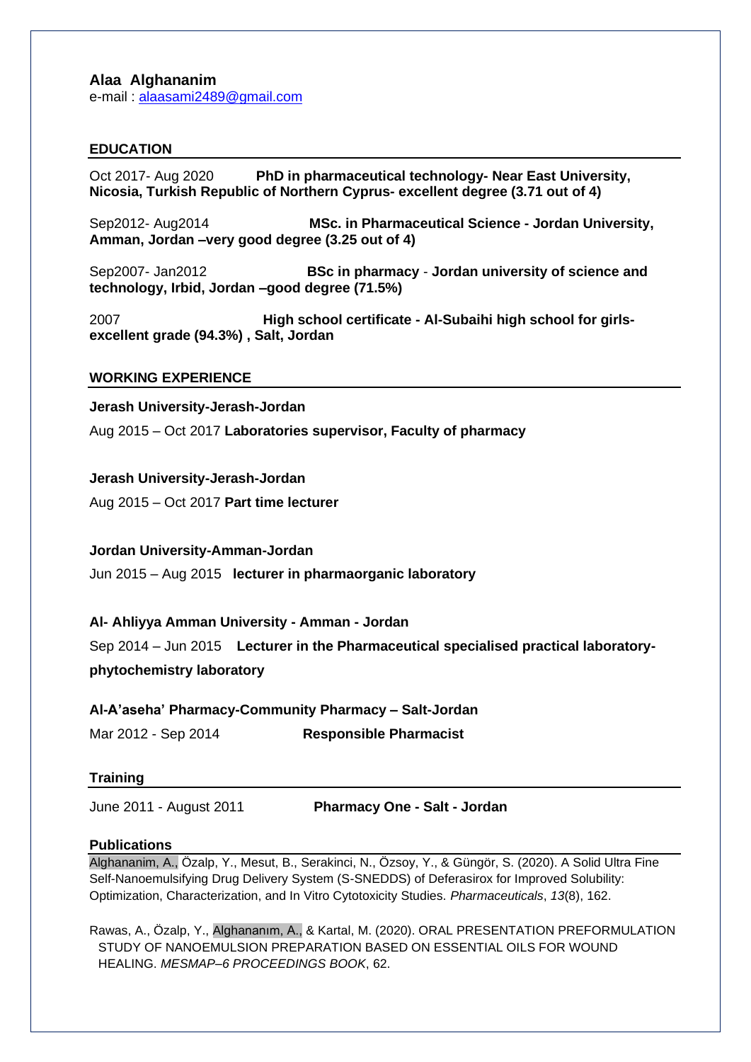**Alaa Alghananim**
e-mail : alaasami2489@gmail.com

## EDUCATION

Oct 2017- Aug 2020 **PhD in pharmaceutical technology- Near East University, Nicosia, Turkish Republic of Northern Cyprus- excellent degree (3.71 out of 4)**

Sep2012- Aug2014 **MSc. in Pharmaceutical Science - Jordan University, Amman, Jordan –very good degree (3.25 out of 4)**

Sep2007- Jan2012 **BSc in pharmacy - Jordan university of science and technology, Irbid, Jordan –good degree (71.5%)**

2007 **High school certificate - Al-Subaihi high school for girls- excellent grade (94.3%) , Salt, Jordan**

## WORKING EXPERIENCE

**Jerash University-Jerash-Jordan**

Aug 2015 – Oct 2017 **Laboratories supervisor, Faculty of pharmacy**

**Jerash University-Jerash-Jordan**

Aug 2015 – Oct 2017 **Part time lecturer**

**Jordan University-Amman-Jordan**

Jun 2015 – Aug 2015 **lecturer in pharmaorganic laboratory**

**Al- Ahliyya Amman University - Amman - Jordan**

Sep 2014 – Jun 2015 **Lecturer in the Pharmaceutical specialised practical laboratory-phytochemistry laboratory**

**Al-A'aseha' Pharmacy-Community Pharmacy – Salt-Jordan**

Mar 2012 - Sep 2014 **Responsible Pharmacist**

## Training

June 2011 - August 2011 **Pharmacy One - Salt - Jordan**

## Publications

Alghananim, A., Özalp, Y., Mesut, B., Serakinci, N., Özsoy, Y., & Güngör, S. (2020). A Solid Ultra Fine Self-Nanoemulsifying Drug Delivery System (S-SNEDDS) of Deferasirox for Improved Solubility: Optimization, Characterization, and In Vitro Cytotoxicity Studies. *Pharmaceuticals*, *13*(8), 162.

Rawas, A., Özalp, Y., Alghananım, A., & Kartal, M. (2020). ORAL PRESENTATION PREFORMULATION STUDY OF NANOEMULSION PREPARATION BASED ON ESSENTIAL OILS FOR WOUND HEALING. *MESMAP–6 PROCEEDINGS BOOK*, 62.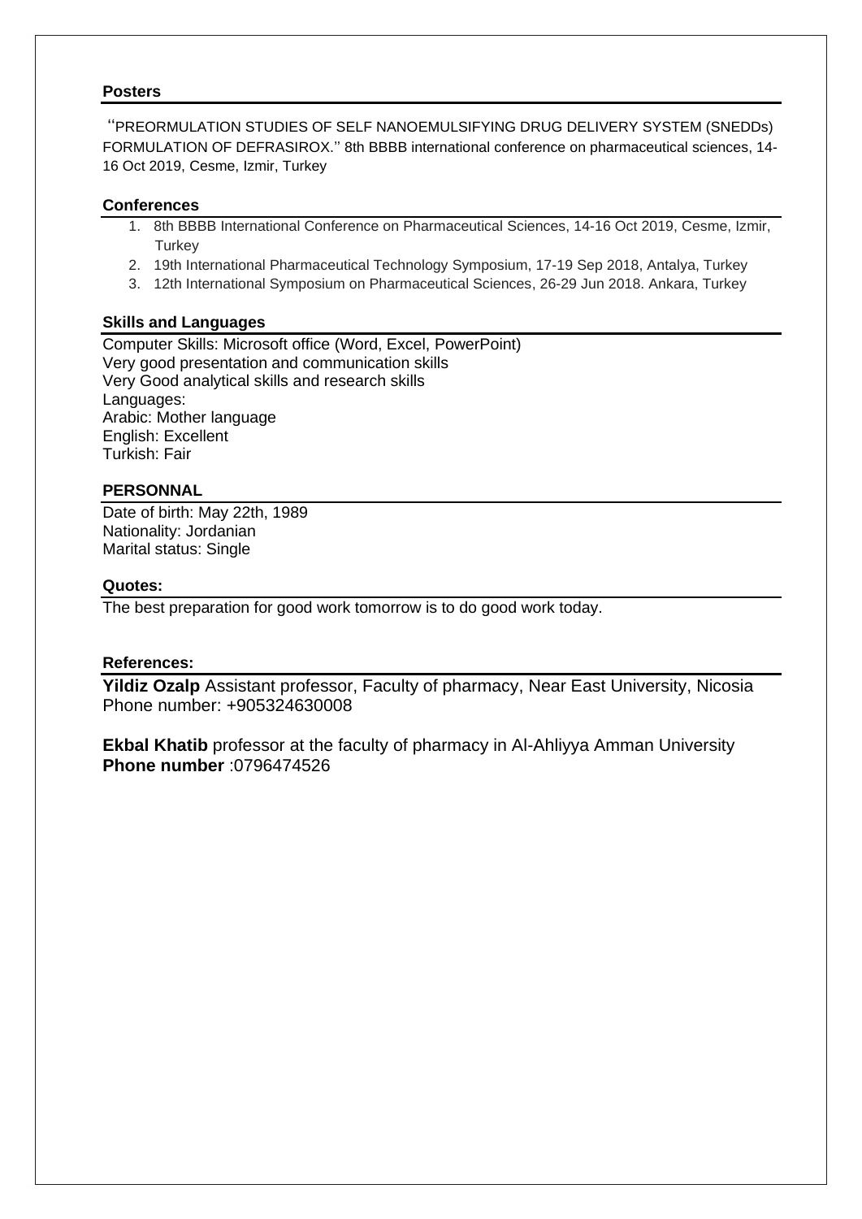## Posters

"PREORMULATION STUDIES OF SELF NANOEMULSIFYING DRUG DELIVERY SYSTEM (SNEDDs) FORMULATION OF DEFRASIROX." 8th BBBB international conference on pharmaceutical sciences, 14-16 Oct 2019, Cesme, Izmir, Turkey

## Conferences

1. 8th BBBB International Conference on Pharmaceutical Sciences, 14-16 Oct 2019, Cesme, Izmir, Turkey
2. 19th International Pharmaceutical Technology Symposium, 17-19 Sep 2018, Antalya, Turkey
3. 12th International Symposium on Pharmaceutical Sciences, 26-29 Jun 2018. Ankara, Turkey

## Skills and Languages

Computer Skills: Microsoft office (Word, Excel, PowerPoint)
Very good presentation and communication skills
Very Good analytical skills and research skills
Languages:
Arabic: Mother language
English: Excellent
Turkish: Fair

## PERSONNAL

Date of birth: May 22th, 1989
Nationality: Jordanian
Marital status: Single

## Quotes:

The best preparation for good work tomorrow is to do good work today.

## References:

**Yildiz Ozalp** Assistant professor, Faculty of pharmacy, Near East University, Nicosia
Phone number: +905324630008

**Ekbal Khatib** professor at the faculty of pharmacy in Al-Ahliyya Amman University
**Phone number** :0796474526